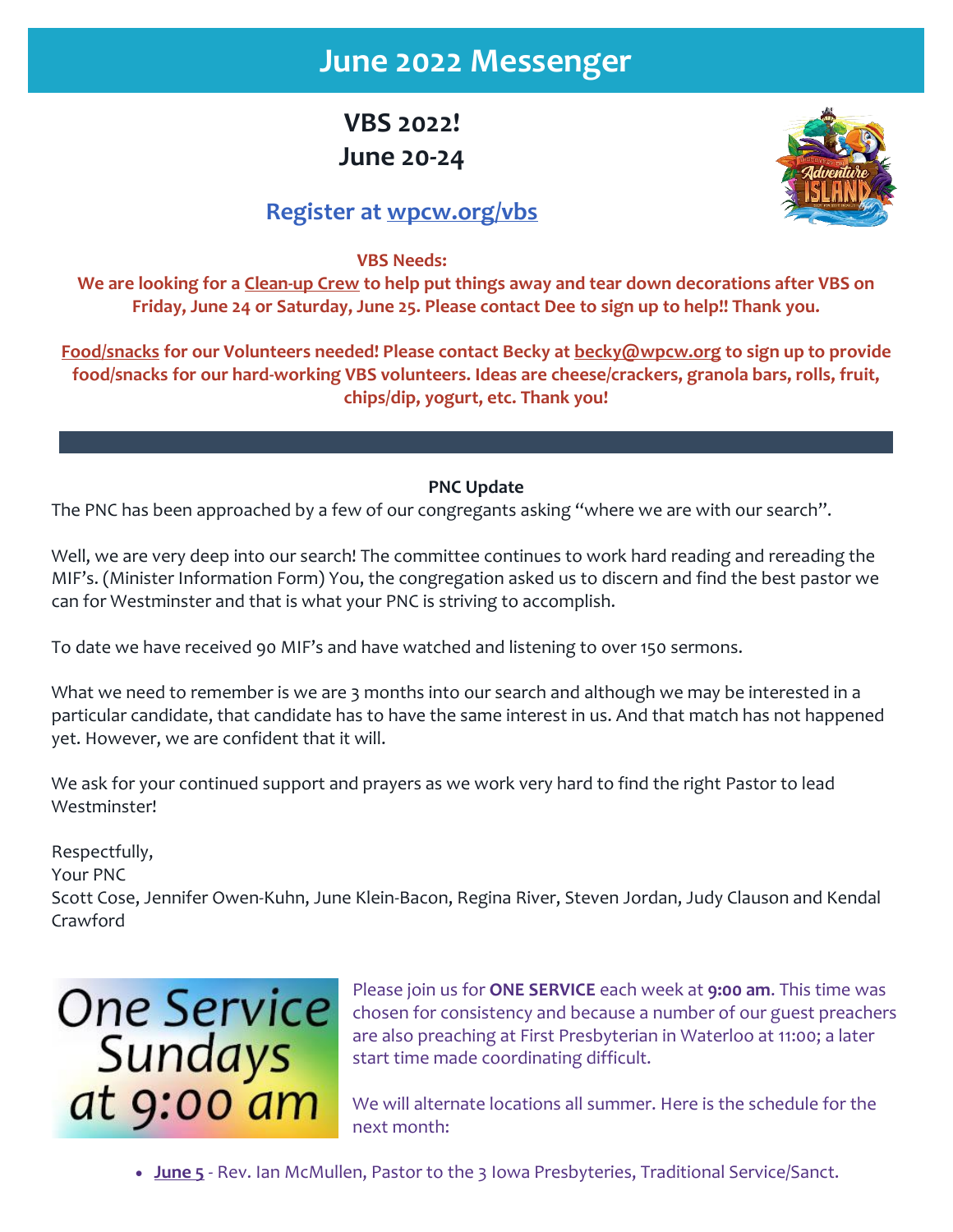# June 2022 Messenger

## VBS 2022!
## June 20-24

### Register at wpcw.org/vbs

**VBS Needs:**

**We are looking for a Clean-up Crew to help put things away and tear down decorations after VBS on Friday, June 24 or Saturday, June 25. Please contact Dee to sign up to help!! Thank you.**

**Food/snacks for our Volunteers needed! Please contact Becky at becky@wpcw.org to sign up to provide food/snacks for our hard-working VBS volunteers. Ideas are cheese/crackers, granola bars, rolls, fruit, chips/dip, yogurt, etc. Thank you!**

---

**PNC Update**

The PNC has been approached by a few of our congregants asking "where we are with our search".

Well, we are very deep into our search! The committee continues to work hard reading and rereading the MIF's. (Minister Information Form) You, the congregation asked us to discern and find the best pastor we can for Westminster and that is what your PNC is striving to accomplish.

To date we have received 90 MIF's and have watched and listening to over 150 sermons.

What we need to remember is we are 3 months into our search and although we may be interested in a particular candidate, that candidate has to have the same interest in us. And that match has not happened yet. However, we are confident that it will.

We ask for your continued support and prayers as we work very hard to find the right Pastor to lead Westminster!

Respectfully,
Your PNC
Scott Cose, Jennifer Owen-Kuhn, June Klein-Bacon, Regina River, Steven Jordan, Judy Clauson and Kendal Crawford

One Service Sundays at 9:00 am

Please join us for **ONE SERVICE** each week at **9:00 am**. This time was chosen for consistency and because a number of our guest preachers are also preaching at First Presbyterian in Waterloo at 11:00; a later start time made coordinating difficult.

We will alternate locations all summer. Here is the schedule for the next month:

- **June 5** - Rev. Ian McMullen, Pastor to the 3 Iowa Presbyteries, Traditional Service/Sanct.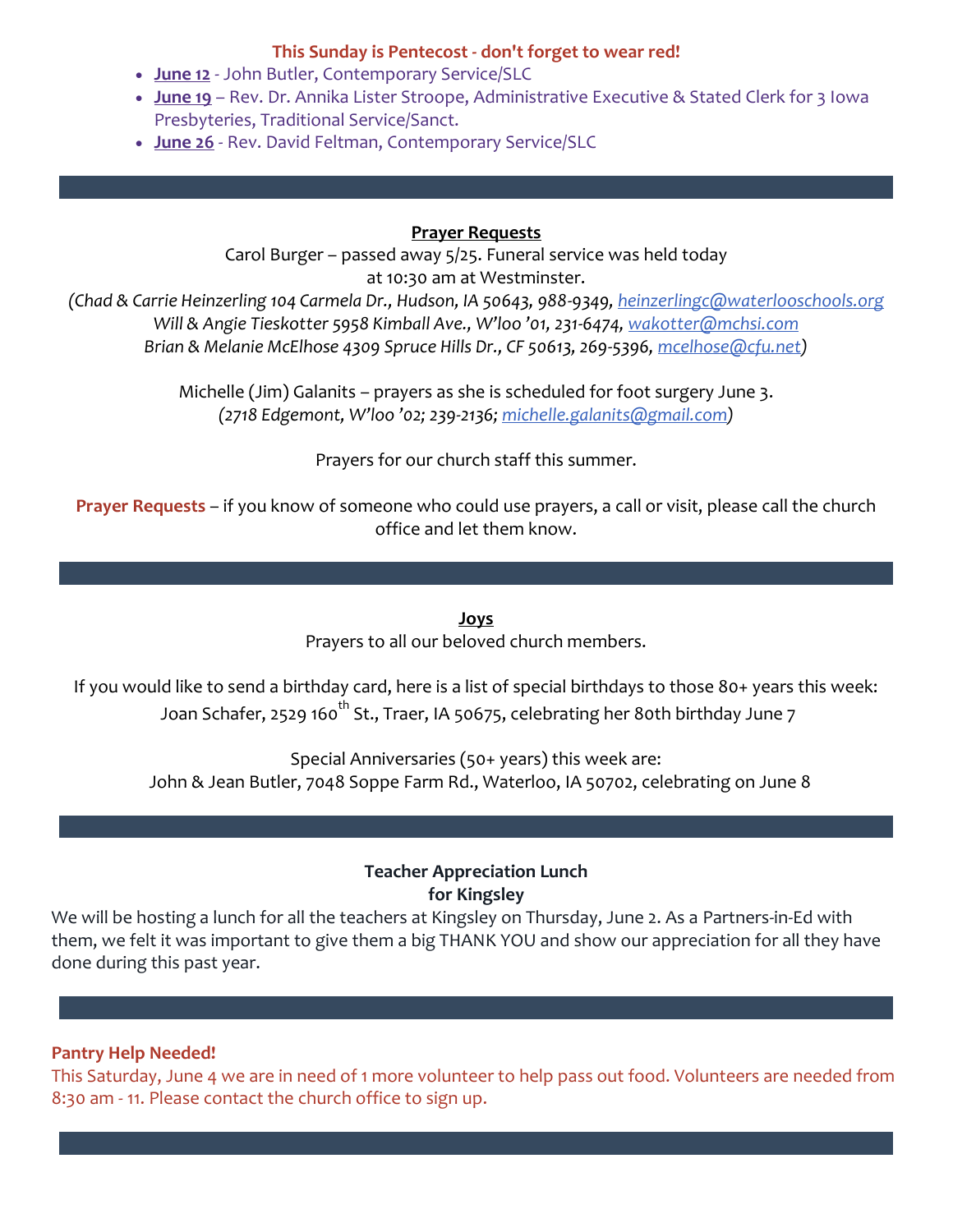**This Sunday is Pentecost - don't forget to wear red!**

- **June 12** - John Butler, Contemporary Service/SLC
- **June 19** – Rev. Dr. Annika Lister Stroope, Administrative Executive & Stated Clerk for 3 Iowa Presbyteries, Traditional Service/Sanct.
- **June 26** - Rev. David Feltman, Contemporary Service/SLC

---

**Prayer Requests**

Carol Burger – passed away 5/25. Funeral service was held today at 10:30 am at Westminster.

*(Chad & Carrie Heinzerling 104 Carmela Dr., Hudson, IA 50643, 988-9349, heinzerlingc@waterlooschools.org*
*Will & Angie Tieskotter 5958 Kimball Ave., W'loo '01, 231-6474, wakotter@mchsi.com*
*Brian & Melanie McElhose 4309 Spruce Hills Dr., CF 50613, 269-5396, mcelhose@cfu.net)*

Michelle (Jim) Galanits – prayers as she is scheduled for foot surgery June 3.
*(2718 Edgemont, W'loo '02; 239-2136; michelle.galanits@gmail.com)*

Prayers for our church staff this summer.

**Prayer Requests** – if you know of someone who could use prayers, a call or visit, please call the church office and let them know.

---

**Joys**

Prayers to all our beloved church members.

If you would like to send a birthday card, here is a list of special birthdays to those 80+ years this week:
Joan Schafer, 2529 160th St., Traer, IA 50675, celebrating her 80th birthday June 7

Special Anniversaries (50+ years) this week are:
John & Jean Butler, 7048 Soppe Farm Rd., Waterloo, IA 50702, celebrating on June 8

---

**Teacher Appreciation Lunch for Kingsley**

We will be hosting a lunch for all the teachers at Kingsley on Thursday, June 2. As a Partners-in-Ed with them, we felt it was important to give them a big THANK YOU and show our appreciation for all they have done during this past year.

---

**Pantry Help Needed!**

This Saturday, June 4 we are in need of 1 more volunteer to help pass out food. Volunteers are needed from 8:30 am - 11. Please contact the church office to sign up.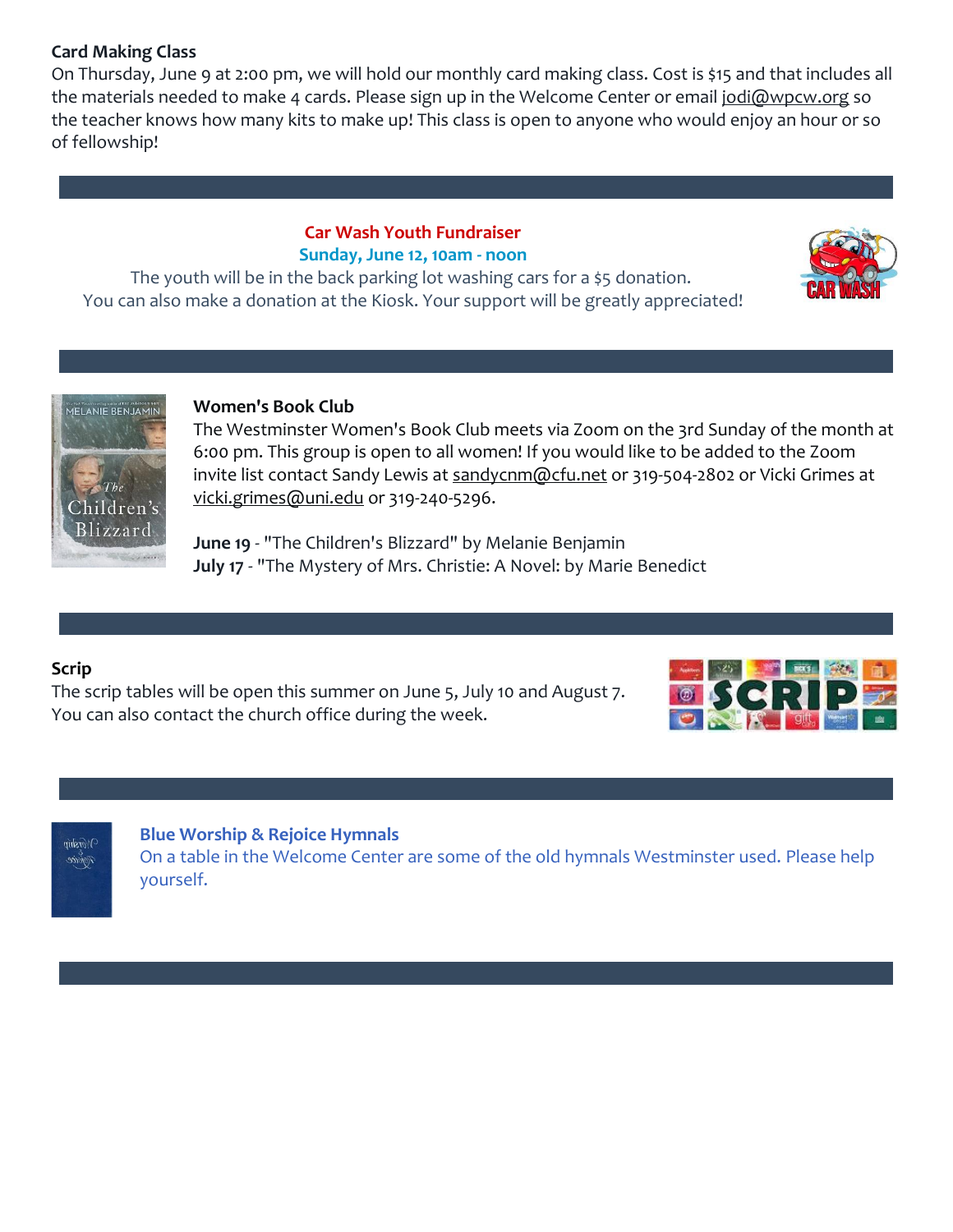**Card Making Class**

On Thursday, June 9 at 2:00 pm, we will hold our monthly card making class. Cost is $15 and that includes all the materials needed to make 4 cards. Please sign up in the Welcome Center or email jodi@wpcw.org so the teacher knows how many kits to make up! This class is open to anyone who would enjoy an hour or so of fellowship!

**Car Wash Youth Fundraiser**

**Sunday, June 12, 10am - noon**

The youth will be in the back parking lot washing cars for a $5 donation.
You can also make a donation at the Kiosk. Your support will be greatly appreciated!

**Women's Book Club**

The Westminster Women's Book Club meets via Zoom on the 3rd Sunday of the month at 6:00 pm. This group is open to all women! If you would like to be added to the Zoom invite list contact Sandy Lewis at sandycnm@cfu.net or 319-504-2802 or Vicki Grimes at vicki.grimes@uni.edu or 319-240-5296.

**June 19** - "The Children's Blizzard" by Melanie Benjamin
**July 17** - "The Mystery of Mrs. Christie: A Novel: by Marie Benedict

**Scrip**

The scrip tables will be open this summer on June 5, July 10 and August 7.
You can also contact the church office during the week.

**Blue Worship & Rejoice Hymnals**

On a table in the Welcome Center are some of the old hymnals Westminster used. Please help yourself.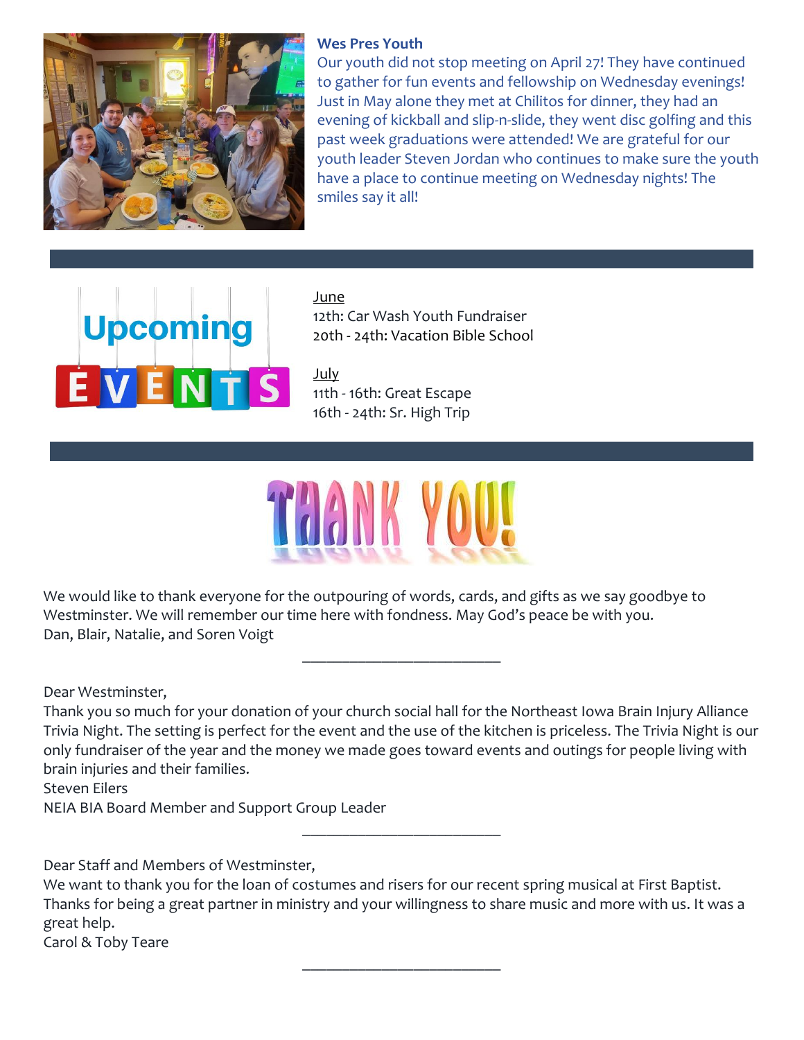### Wes Pres Youth

Our youth did not stop meeting on April 27! They have continued to gather for fun events and fellowship on Wednesday evenings! Just in May alone they met at Chilitos for dinner, they had an evening of kickball and slip-n-slide, they went disc golfing and this past week graduations were attended! We are grateful for our youth leader Steven Jordan who continues to make sure the youth have a place to continue meeting on Wednesday nights! The smiles say it all!

---

## Upcoming Events

June
12th: Car Wash Youth Fundraiser
20th - 24th: Vacation Bible School

July
11th - 16th: Great Escape
16th - 24th: Sr. High Trip

---

## THANK YOU!

We would like to thank everyone for the outpouring of words, cards, and gifts as we say goodbye to Westminster. We will remember our time here with fondness. May God's peace be with you.
Dan, Blair, Natalie, and Soren Voigt

---

Dear Westminster,
Thank you so much for your donation of your church social hall for the Northeast Iowa Brain Injury Alliance Trivia Night. The setting is perfect for the event and the use of the kitchen is priceless. The Trivia Night is our only fundraiser of the year and the money we made goes toward events and outings for people living with brain injuries and their families.
Steven Eilers
NEIA BIA Board Member and Support Group Leader

---

Dear Staff and Members of Westminster,
We want to thank you for the loan of costumes and risers for our recent spring musical at First Baptist. Thanks for being a great partner in ministry and your willingness to share music and more with us. It was a great help.
Carol & Toby Teare

---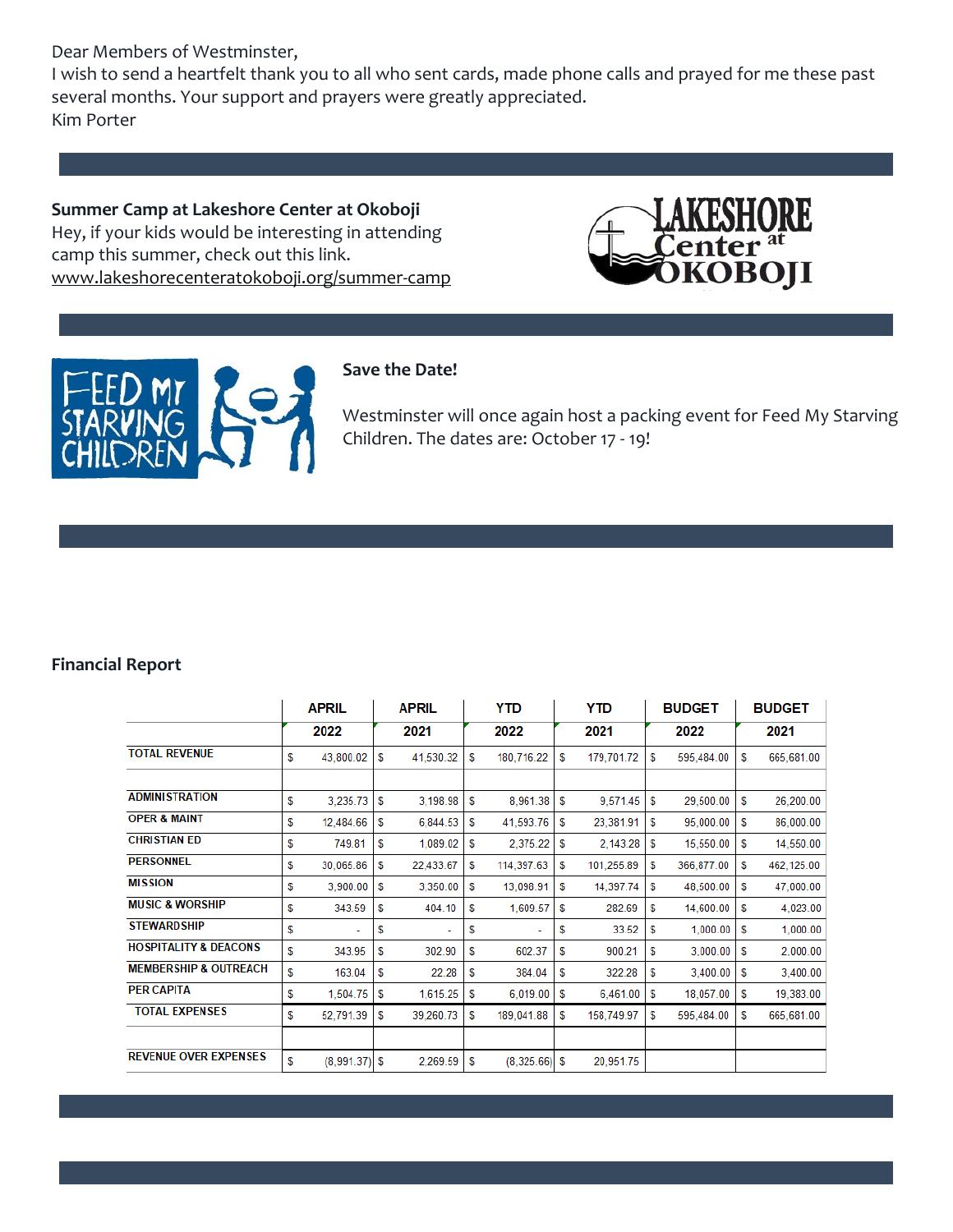Dear Members of Westminster,
I wish to send a heartfelt thank you to all who sent cards, made phone calls and prayed for me these past several months. Your support and prayers were greatly appreciated.
Kim Porter

**Summer Camp at Lakeshore Center at Okoboji**
Hey, if your kids would be interesting in attending camp this summer, check out this link.
www.lakeshorecenteratokoboji.org/summer-camp

**Save the Date!**

Westminster will once again host a packing event for Feed My Starving Children. The dates are: October 17 - 19!

**Financial Report**

| | APRIL 2022 | APRIL 2021 | YTD 2022 | YTD 2021 | BUDGET 2022 | BUDGET 2021 |
|---|---|---|---|---|---|---|
| TOTAL REVENUE | $ 43,800.02 | $ 41,530.32 | $ 180,716.22 | $ 179,701.72 | $ 595,484.00 | $ 665,681.00 |
| | | | | | | |
| ADMINISTRATION | $ 3,235.73 | $ 3,198.98 | $ 8,961.38 | $ 9,571.45 | $ 29,500.00 | $ 26,200.00 |
| OPER & MAINT | $ 12,484.66 | $ 6,844.53 | $ 41,593.76 | $ 23,381.91 | $ 95,000.00 | $ 86,000.00 |
| CHRISTIAN ED | $ 749.81 | $ 1,089.02 | $ 2,375.22 | $ 2,143.28 | $ 15,550.00 | $ 14,550.00 |
| PERSONNEL | $ 30,065.86 | $ 22,433.67 | $ 114,397.63 | $ 101,255.89 | $ 366,877.00 | $ 462,125.00 |
| MISSION | $ 3,900.00 | $ 3,350.00 | $ 13,098.91 | $ 14,397.74 | $ 48,500.00 | $ 47,000.00 |
| MUSIC & WORSHIP | $ 343.59 | $ 404.10 | $ 1,609.57 | $ 282.69 | $ 14,600.00 | $ 4,023.00 |
| STEWARDSHIP | $ - | $ - | $ - | $ 33.52 | $ 1,000.00 | $ 1,000.00 |
| HOSPITALITY & DEACONS | $ 343.95 | $ 302.90 | $ 602.37 | $ 900.21 | $ 3,000.00 | $ 2,000.00 |
| MEMBERSHIP & OUTREACH | $ 163.04 | $ 22.28 | $ 384.04 | $ 322.28 | $ 3,400.00 | $ 3,400.00 |
| PER CAPITA | $ 1,504.75 | $ 1,615.25 | $ 6,019.00 | $ 6,461.00 | $ 18,057.00 | $ 19,383.00 |
| TOTAL EXPENSES | $ 52,791.39 | $ 39,260.73 | $ 189,041.88 | $ 158,749.97 | $ 595,484.00 | $ 665,681.00 |
| | | | | | | |
| REVENUE OVER EXPENSES | $ (8,991.37) | $ 2,269.59 | $ (8,325.66) | $ 20,951.75 | | |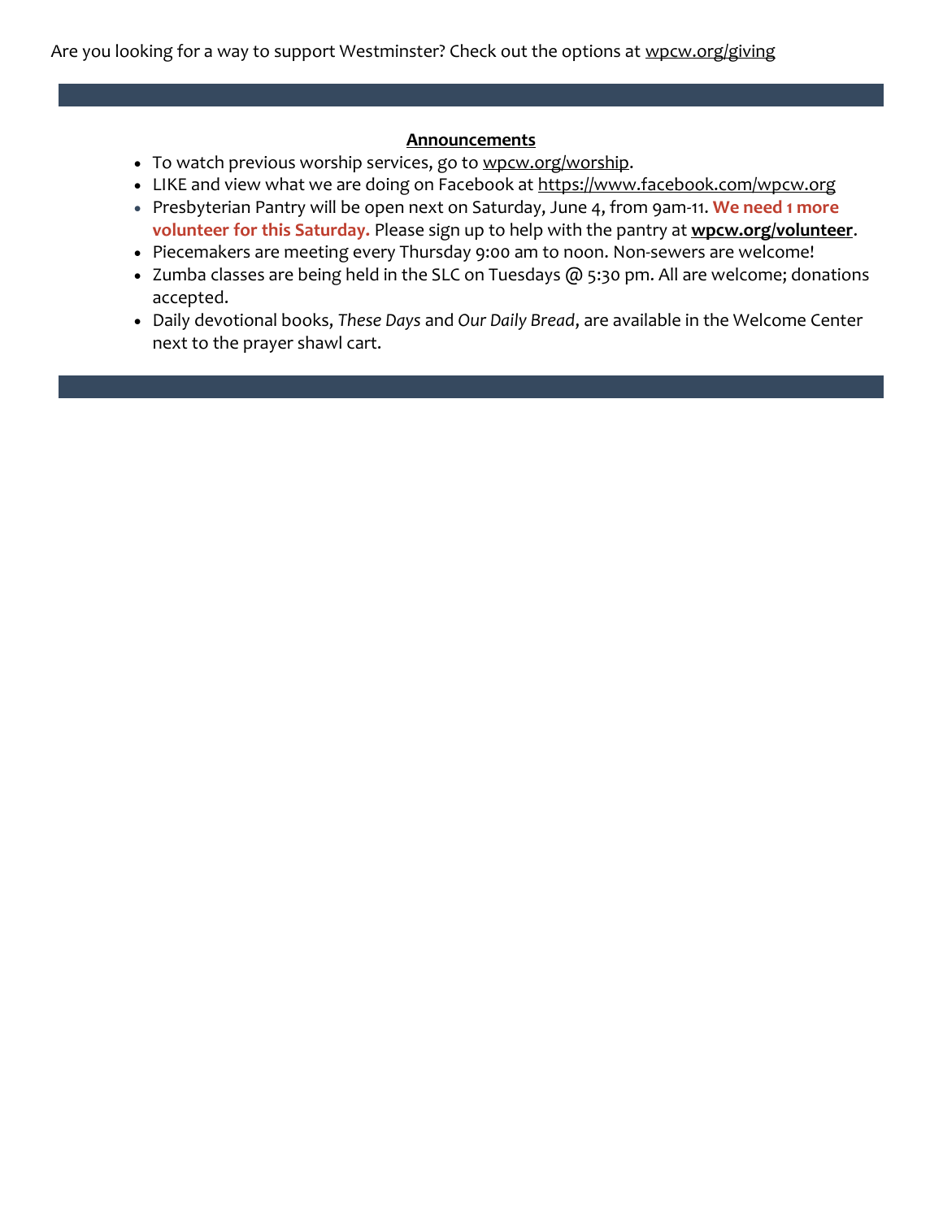Are you looking for a way to support Westminster? Check out the options at wpcw.org/giving

---

**Announcements**

- To watch previous worship services, go to wpcw.org/worship.
- LIKE and view what we are doing on Facebook at https://www.facebook.com/wpcw.org
- Presbyterian Pantry will be open next on Saturday, June 4, from 9am-11. **We need 1 more volunteer for this Saturday.** Please sign up to help with the pantry at **wpcw.org/volunteer**.
- Piecemakers are meeting every Thursday 9:00 am to noon. Non-sewers are welcome!
- Zumba classes are being held in the SLC on Tuesdays @ 5:30 pm. All are welcome; donations accepted.
- Daily devotional books, *These Days* and *Our Daily Bread*, are available in the Welcome Center next to the prayer shawl cart.

---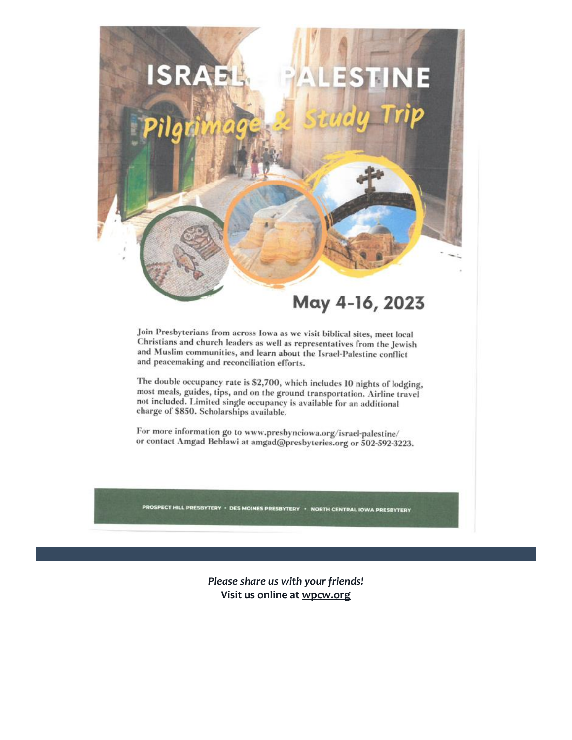# ISRAEL - PALESTINE

## Pilgrimage & Study Trip

## May 4-16, 2023

Join Presbyterians from across Iowa as we visit biblical sites, meet local Christians and church leaders as well as representatives from the Jewish and Muslim communities, and learn about the Israel-Palestine conflict and peacemaking and reconciliation efforts.

The double occupancy rate is $2,700, which includes 10 nights of lodging, most meals, guides, tips, and on the ground transportation. Airline travel not included. Limited single occupancy is available for an additional charge of $850. Scholarships available.

For more information go to www.presbynciowa.org/israel-palestine/ or contact Amgad Beblawi at amgad@presbyteries.org or 502-592-3223.

PROSPECT HILL PRESBYTERY • DES MOINES PRESBYTERY • NORTH CENTRAL IOWA PRESBYTERY

*Please share us with your friends!*
**Visit us online at wpcw.org**